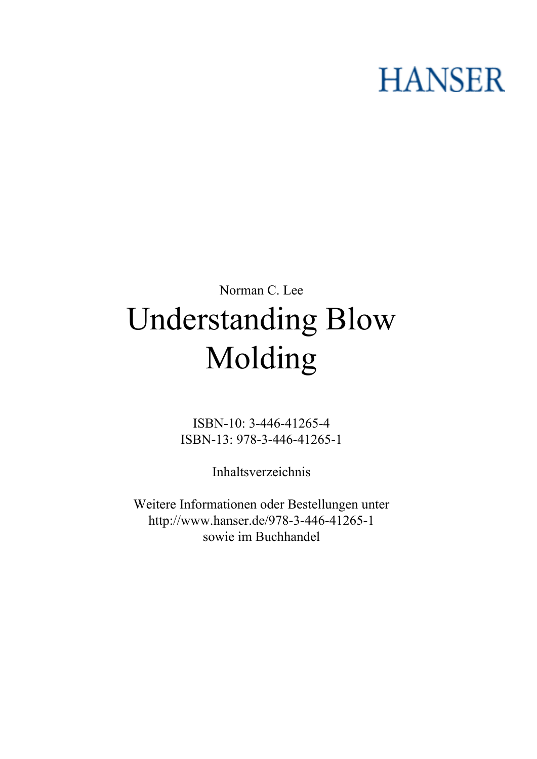HANSER

Norman C. Lee

# Understanding Blow Molding

ISBN-10: 3-446-41265-4
ISBN-13: 978-3-446-41265-1

Inhaltsverzeichnis

Weitere Informationen oder Bestellungen unter
http://www.hanser.de/978-3-446-41265-1
sowie im Buchhandel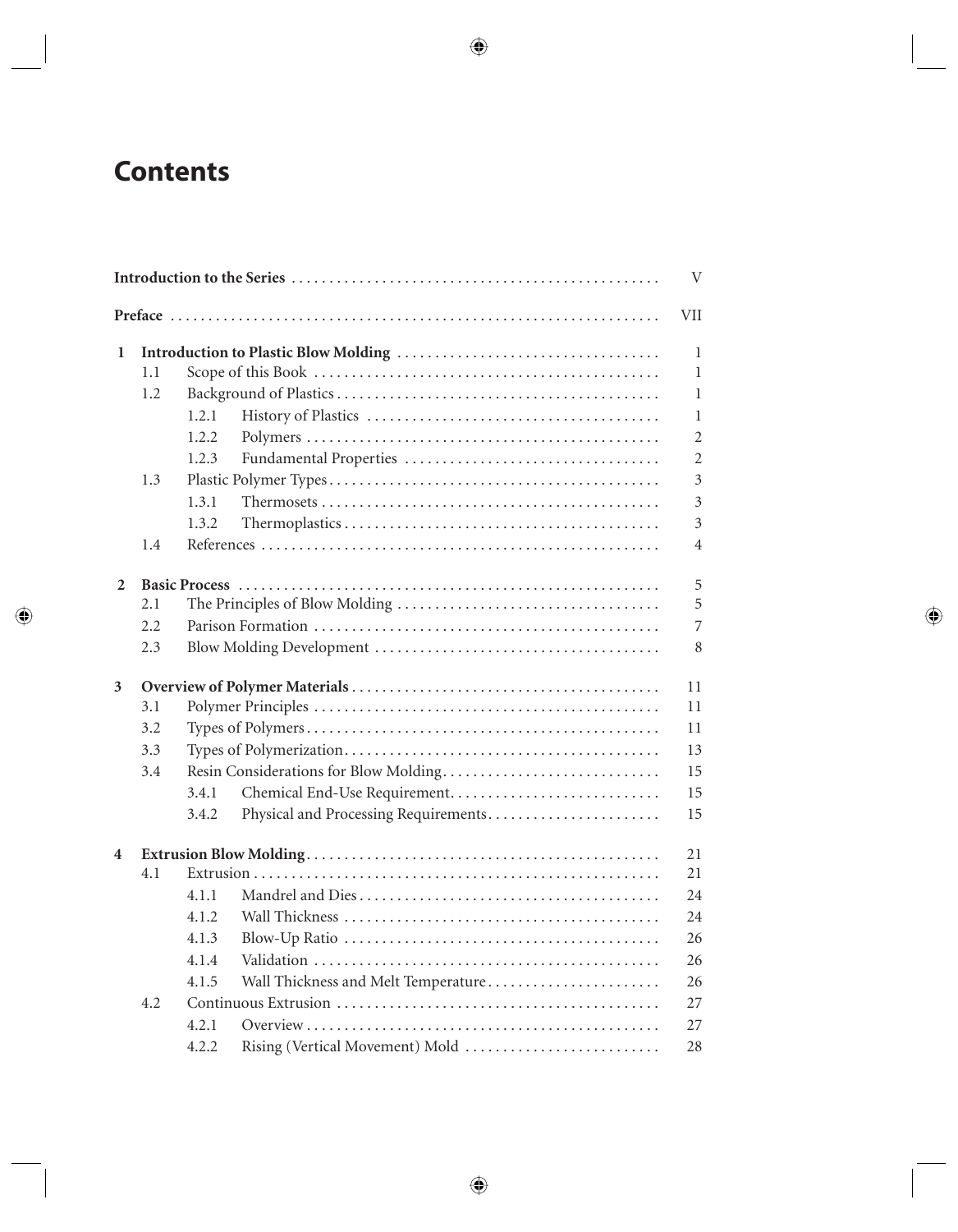# Contents

| | | | | |
|---|---|---|---|---|
| **Introduction to the Series** | | | | V |
| **Preface** | | | | VII |
| **1** | **Introduction to Plastic Blow Molding** | | | 1 |
| | 1.1 | Scope of this Book | | 1 |
| | 1.2 | Background of Plastics | | 1 |
| | | 1.2.1 | History of Plastics | 1 |
| | | 1.2.2 | Polymers | 2 |
| | | 1.2.3 | Fundamental Properties | 2 |
| | 1.3 | Plastic Polymer Types | | 3 |
| | | 1.3.1 | Thermosets | 3 |
| | | 1.3.2 | Thermoplastics | 3 |
| | 1.4 | References | | 4 |
| **2** | **Basic Process** | | | 5 |
| | 2.1 | The Principles of Blow Molding | | 5 |
| | 2.2 | Parison Formation | | 7 |
| | 2.3 | Blow Molding Development | | 8 |
| **3** | **Overview of Polymer Materials** | | | 11 |
| | 3.1 | Polymer Principles | | 11 |
| | 3.2 | Types of Polymers | | 11 |
| | 3.3 | Types of Polymerization | | 13 |
| | 3.4 | Resin Considerations for Blow Molding | | 15 |
| | | 3.4.1 | Chemical End-Use Requirement | 15 |
| | | 3.4.2 | Physical and Processing Requirements | 15 |
| **4** | **Extrusion Blow Molding** | | | 21 |
| | 4.1 | Extrusion | | 21 |
| | | 4.1.1 | Mandrel and Dies | 24 |
| | | 4.1.2 | Wall Thickness | 24 |
| | | 4.1.3 | Blow-Up Ratio | 26 |
| | | 4.1.4 | Validation | 26 |
| | | 4.1.5 | Wall Thickness and Melt Temperature | 26 |
| | 4.2 | Continuous Extrusion | | 27 |
| | | 4.2.1 | Overview | 27 |
| | | 4.2.2 | Rising (Vertical Movement) Mold | 28 |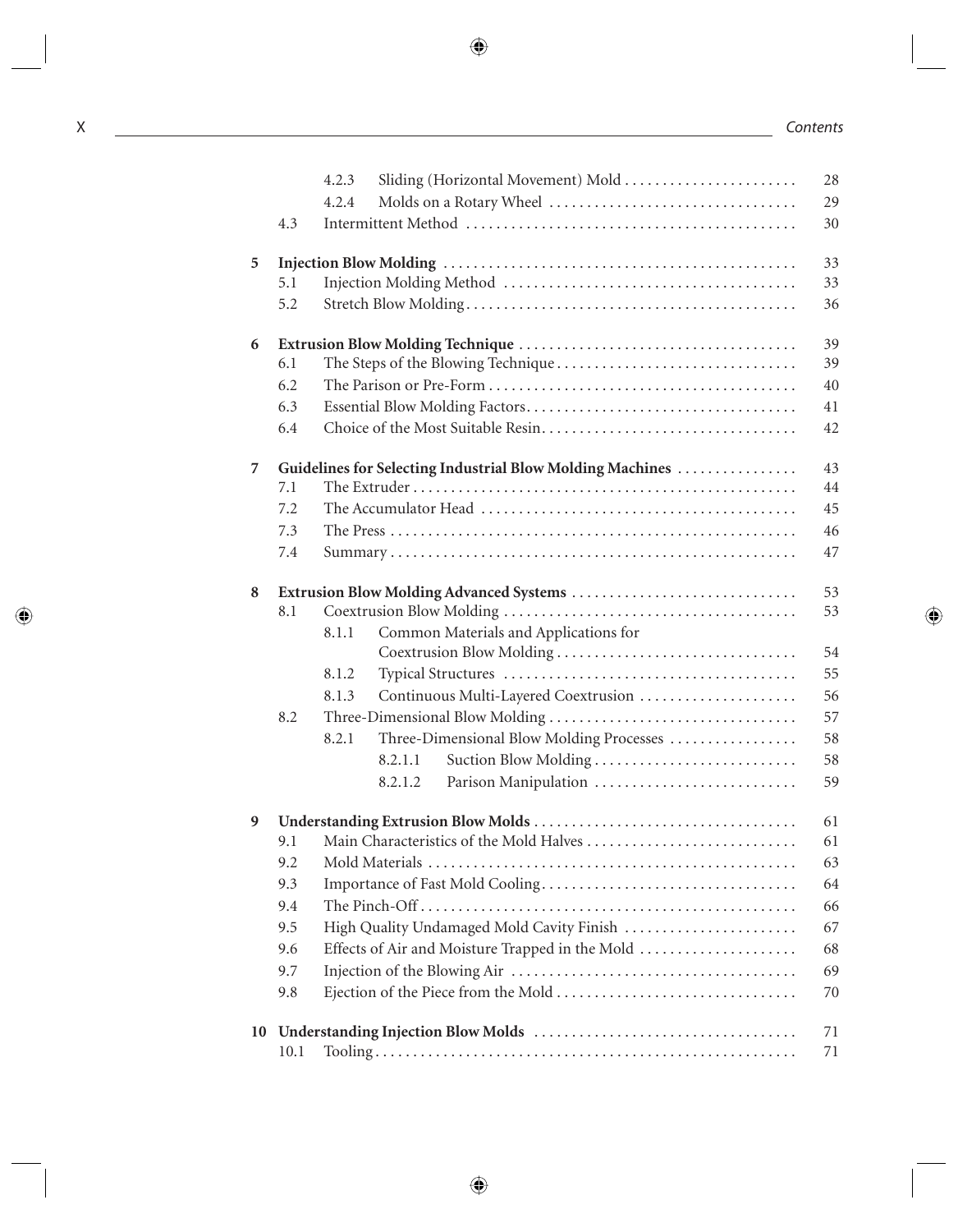4.2.3 Sliding (Horizontal Movement) Mold ........................ 28
4.2.4 Molds on a Rotary Wheel ........................ 29
4.3 Intermittent Method ........................ 30

**5 Injection Blow Molding** ........................ 33
5.1 Injection Molding Method ........................ 33
5.2 Stretch Blow Molding ........................ 36

**6 Extrusion Blow Molding Technique** ........................ 39
6.1 The Steps of the Blowing Technique ........................ 39
6.2 The Parison or Pre-Form ........................ 40
6.3 Essential Blow Molding Factors ........................ 41
6.4 Choice of the Most Suitable Resin ........................ 42

**7 Guidelines for Selecting Industrial Blow Molding Machines** ........................ 43
7.1 The Extruder ........................ 44
7.2 The Accumulator Head ........................ 45
7.3 The Press ........................ 46
7.4 Summary ........................ 47

**8 Extrusion Blow Molding Advanced Systems** ........................ 53
8.1 Coextrusion Blow Molding ........................ 53
8.1.1 Common Materials and Applications for Coextrusion Blow Molding ........................ 54
8.1.2 Typical Structures ........................ 55
8.1.3 Continuous Multi-Layered Coextrusion ........................ 56
8.2 Three-Dimensional Blow Molding ........................ 57
8.2.1 Three-Dimensional Blow Molding Processes ........................ 58
8.2.1.1 Suction Blow Molding ........................ 58
8.2.1.2 Parison Manipulation ........................ 59

**9 Understanding Extrusion Blow Molds** ........................ 61
9.1 Main Characteristics of the Mold Halves ........................ 61
9.2 Mold Materials ........................ 63
9.3 Importance of Fast Mold Cooling ........................ 64
9.4 The Pinch-Off ........................ 66
9.5 High Quality Undamaged Mold Cavity Finish ........................ 67
9.6 Effects of Air and Moisture Trapped in the Mold ........................ 68
9.7 Injection of the Blowing Air ........................ 69
9.8 Ejection of the Piece from the Mold ........................ 70

**10 Understanding Injection Blow Molds** ........................ 71
10.1 Tooling ........................ 71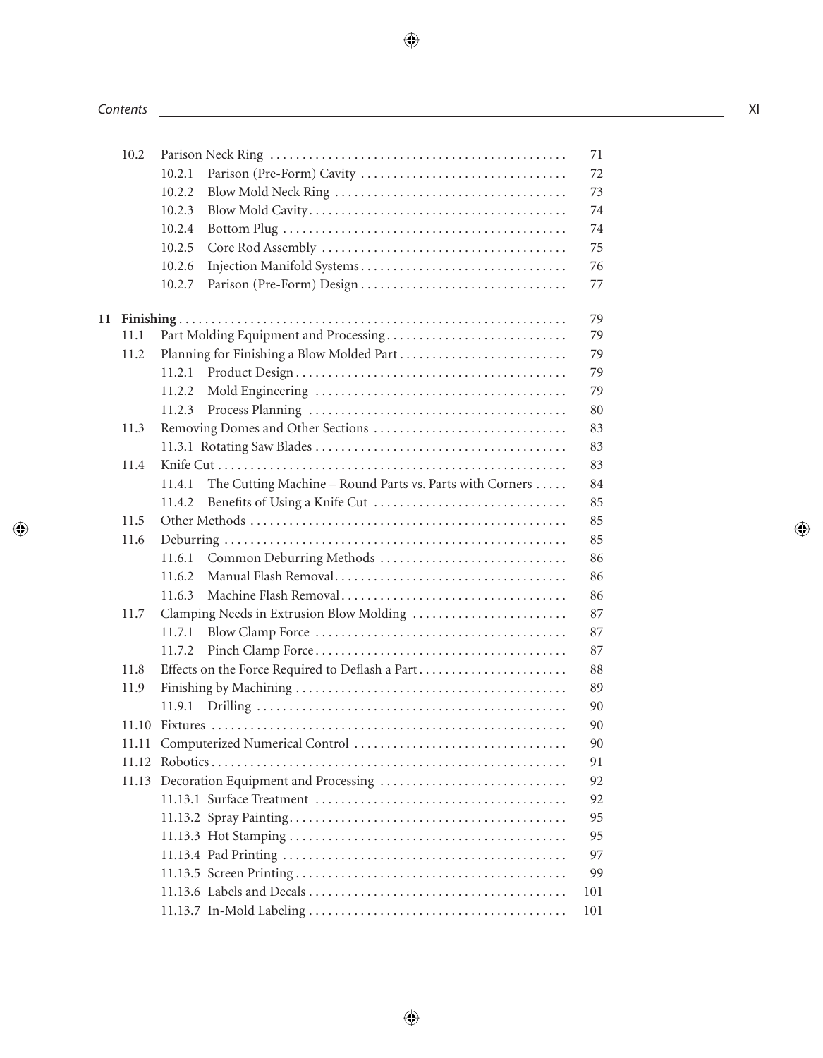| | | | |
|---|---|---|---|
| | 10.2 | Parison Neck Ring | 71 |
| | | 10.2.1 Parison (Pre-Form) Cavity | 72 |
| | | 10.2.2 Blow Mold Neck Ring | 73 |
| | | 10.2.3 Blow Mold Cavity | 74 |
| | | 10.2.4 Bottom Plug | 74 |
| | | 10.2.5 Core Rod Assembly | 75 |
| | | 10.2.6 Injection Manifold Systems | 76 |
| | | 10.2.7 Parison (Pre-Form) Design | 77 |
| **11** | **Finishing** | | **79** |
| | 11.1 | Part Molding Equipment and Processing | 79 |
| | 11.2 | Planning for Finishing a Blow Molded Part | 79 |
| | | 11.2.1 Product Design | 79 |
| | | 11.2.2 Mold Engineering | 79 |
| | | 11.2.3 Process Planning | 80 |
| | 11.3 | Removing Domes and Other Sections | 83 |
| | | 11.3.1 Rotating Saw Blades | 83 |
| | 11.4 | Knife Cut | 83 |
| | | 11.4.1 The Cutting Machine – Round Parts vs. Parts with Corners | 84 |
| | | 11.4.2 Benefits of Using a Knife Cut | 85 |
| | 11.5 | Other Methods | 85 |
| | 11.6 | Deburring | 85 |
| | | 11.6.1 Common Deburring Methods | 86 |
| | | 11.6.2 Manual Flash Removal | 86 |
| | | 11.6.3 Machine Flash Removal | 86 |
| | 11.7 | Clamping Needs in Extrusion Blow Molding | 87 |
| | | 11.7.1 Blow Clamp Force | 87 |
| | | 11.7.2 Pinch Clamp Force | 87 |
| | 11.8 | Effects on the Force Required to Deflash a Part | 88 |
| | 11.9 | Finishing by Machining | 89 |
| | | 11.9.1 Drilling | 90 |
| | 11.10 | Fixtures | 90 |
| | 11.11 | Computerized Numerical Control | 90 |
| | 11.12 | Robotics | 91 |
| | 11.13 | Decoration Equipment and Processing | 92 |
| | | 11.13.1 Surface Treatment | 92 |
| | | 11.13.2 Spray Painting | 95 |
| | | 11.13.3 Hot Stamping | 95 |
| | | 11.13.4 Pad Printing | 97 |
| | | 11.13.5 Screen Printing | 99 |
| | | 11.13.6 Labels and Decals | 101 |
| | | 11.13.7 In-Mold Labeling | 101 |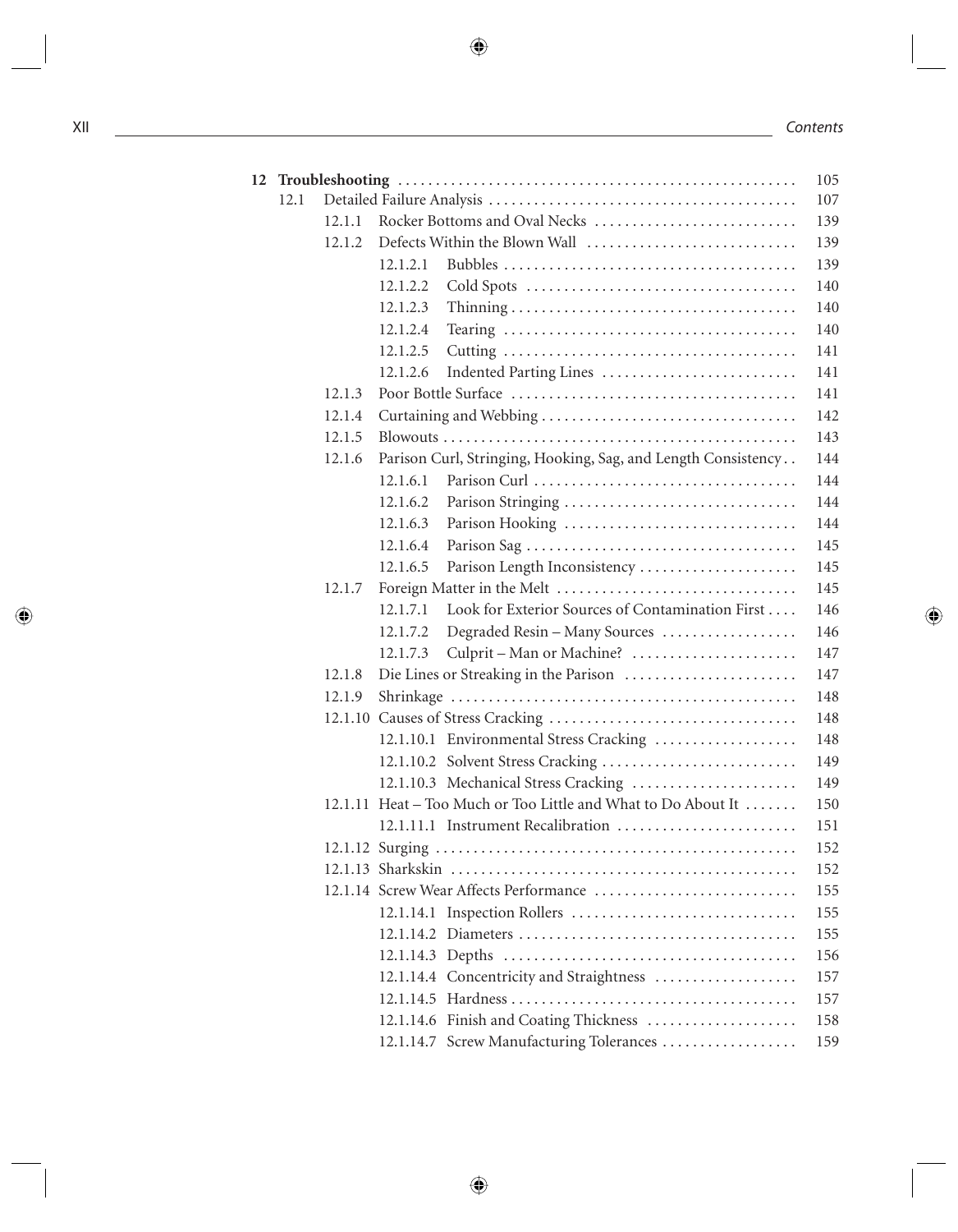| | | | |
|---|---|---|---|
| **12** | **Troubleshooting** | | 105 |
| 12.1 | Detailed Failure Analysis | | 107 |
| | 12.1.1 | Rocker Bottoms and Oval Necks | 139 |
| | 12.1.2 | Defects Within the Blown Wall | 139 |
| | | 12.1.2.1 Bubbles | 139 |
| | | 12.1.2.2 Cold Spots | 140 |
| | | 12.1.2.3 Thinning | 140 |
| | | 12.1.2.4 Tearing | 140 |
| | | 12.1.2.5 Cutting | 141 |
| | | 12.1.2.6 Indented Parting Lines | 141 |
| | 12.1.3 | Poor Bottle Surface | 141 |
| | 12.1.4 | Curtaining and Webbing | 142 |
| | 12.1.5 | Blowouts | 143 |
| | 12.1.6 | Parison Curl, Stringing, Hooking, Sag, and Length Consistency | 144 |
| | | 12.1.6.1 Parison Curl | 144 |
| | | 12.1.6.2 Parison Stringing | 144 |
| | | 12.1.6.3 Parison Hooking | 144 |
| | | 12.1.6.4 Parison Sag | 145 |
| | | 12.1.6.5 Parison Length Inconsistency | 145 |
| | 12.1.7 | Foreign Matter in the Melt | 145 |
| | | 12.1.7.1 Look for Exterior Sources of Contamination First | 146 |
| | | 12.1.7.2 Degraded Resin – Many Sources | 146 |
| | | 12.1.7.3 Culprit – Man or Machine? | 147 |
| | 12.1.8 | Die Lines or Streaking in the Parison | 147 |
| | 12.1.9 | Shrinkage | 148 |
| | 12.1.10 | Causes of Stress Cracking | 148 |
| | | 12.1.10.1 Environmental Stress Cracking | 148 |
| | | 12.1.10.2 Solvent Stress Cracking | 149 |
| | | 12.1.10.3 Mechanical Stress Cracking | 149 |
| | 12.1.11 | Heat – Too Much or Too Little and What to Do About It | 150 |
| | | 12.1.11.1 Instrument Recalibration | 151 |
| | 12.1.12 | Surging | 152 |
| | 12.1.13 | Sharkskin | 152 |
| | 12.1.14 | Screw Wear Affects Performance | 155 |
| | | 12.1.14.1 Inspection Rollers | 155 |
| | | 12.1.14.2 Diameters | 155 |
| | | 12.1.14.3 Depths | 156 |
| | | 12.1.14.4 Concentricity and Straightness | 157 |
| | | 12.1.14.5 Hardness | 157 |
| | | 12.1.14.6 Finish and Coating Thickness | 158 |
| | | 12.1.14.7 Screw Manufacturing Tolerances | 159 |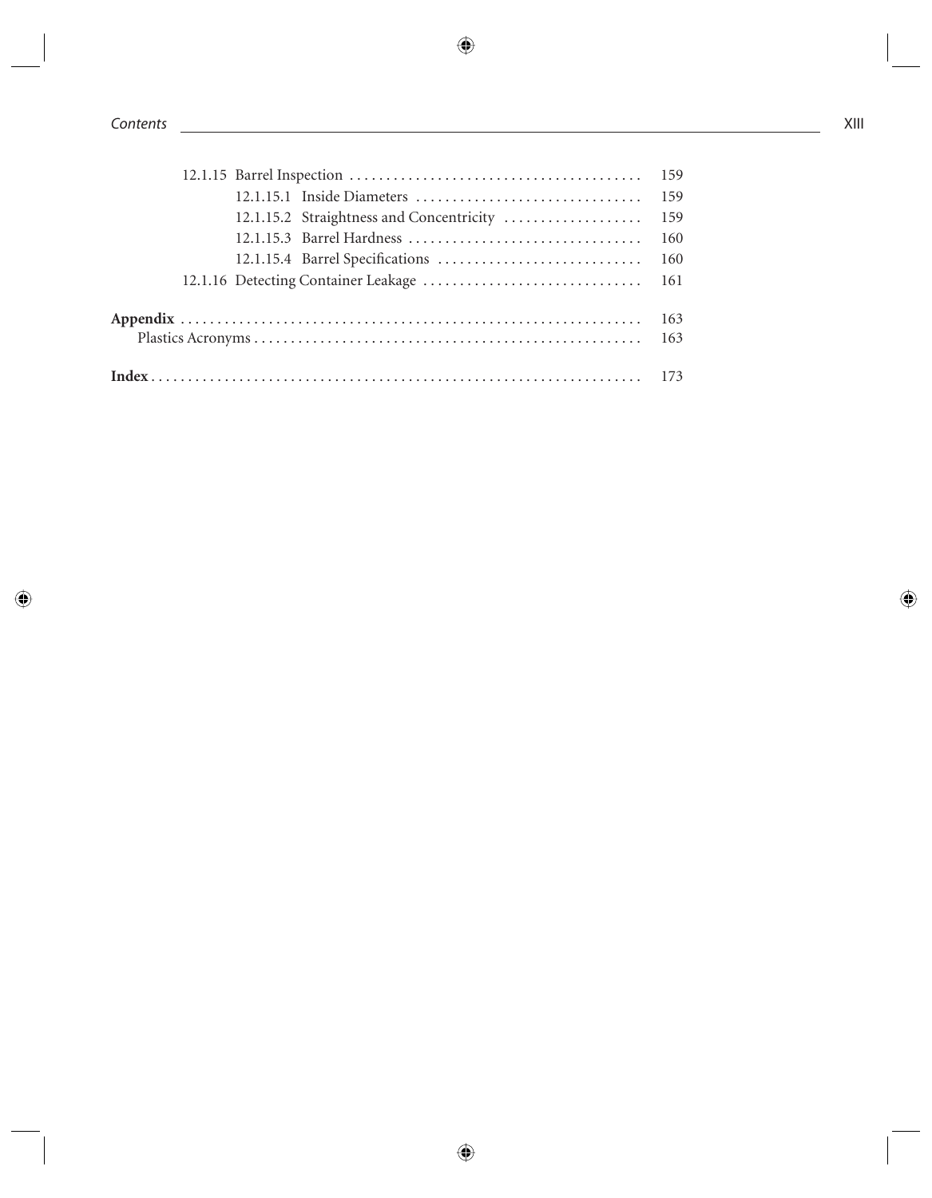12.1.15 Barrel Inspection . . . . . . . . . . . . . . . . . . . . . . . . . . . . . . . . . . . . . . . . 159

12.1.15.1 Inside Diameters . . . . . . . . . . . . . . . . . . . . . . . . . . . . . . . 159

12.1.15.2 Straightness and Concentricity . . . . . . . . . . . . . . . . . . . 159

12.1.15.3 Barrel Hardness . . . . . . . . . . . . . . . . . . . . . . . . . . . . . . . . 160

12.1.15.4 Barrel Specifications . . . . . . . . . . . . . . . . . . . . . . . . . . . . 160

12.1.16 Detecting Container Leakage . . . . . . . . . . . . . . . . . . . . . . . . . . . . . 161

**Appendix** . . . . . . . . . . . . . . . . . . . . . . . . . . . . . . . . . . . . . . . . . . . . . . . . . . . . . . . . . . . . . . . 163

Plastics Acronyms . . . . . . . . . . . . . . . . . . . . . . . . . . . . . . . . . . . . . . . . . . . . . . . . . . . . . 163

**Index** . . . . . . . . . . . . . . . . . . . . . . . . . . . . . . . . . . . . . . . . . . . . . . . . . . . . . . . . . . . . . . . . . . . 173